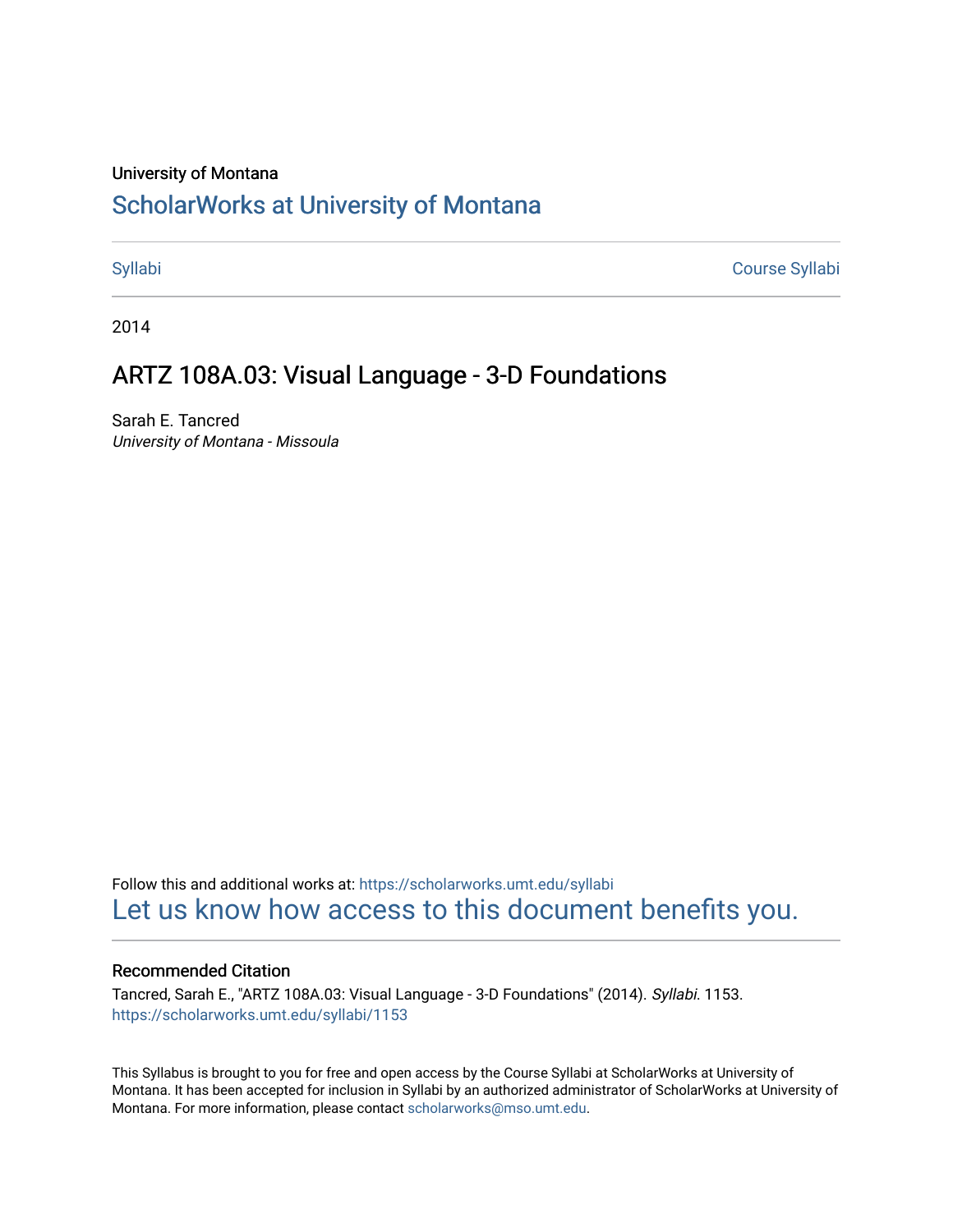University of Montana

# ScholarWorks at University of Montana

Syllabi | Course Syllabi

2014

## ARTZ 108A.03: Visual Language - 3-D Foundations

Sarah E. Tancred
*University of Montana - Missoula*

Follow this and additional works at: https://scholarworks.umt.edu/syllabi
Let us know how access to this document benefits you.

### Recommended Citation

Tancred, Sarah E., "ARTZ 108A.03: Visual Language - 3-D Foundations" (2014). *Syllabi*. 1153.
https://scholarworks.umt.edu/syllabi/1153

This Syllabus is brought to you for free and open access by the Course Syllabi at ScholarWorks at University of Montana. It has been accepted for inclusion in Syllabi by an authorized administrator of ScholarWorks at University of Montana. For more information, please contact scholarworks@mso.umt.edu.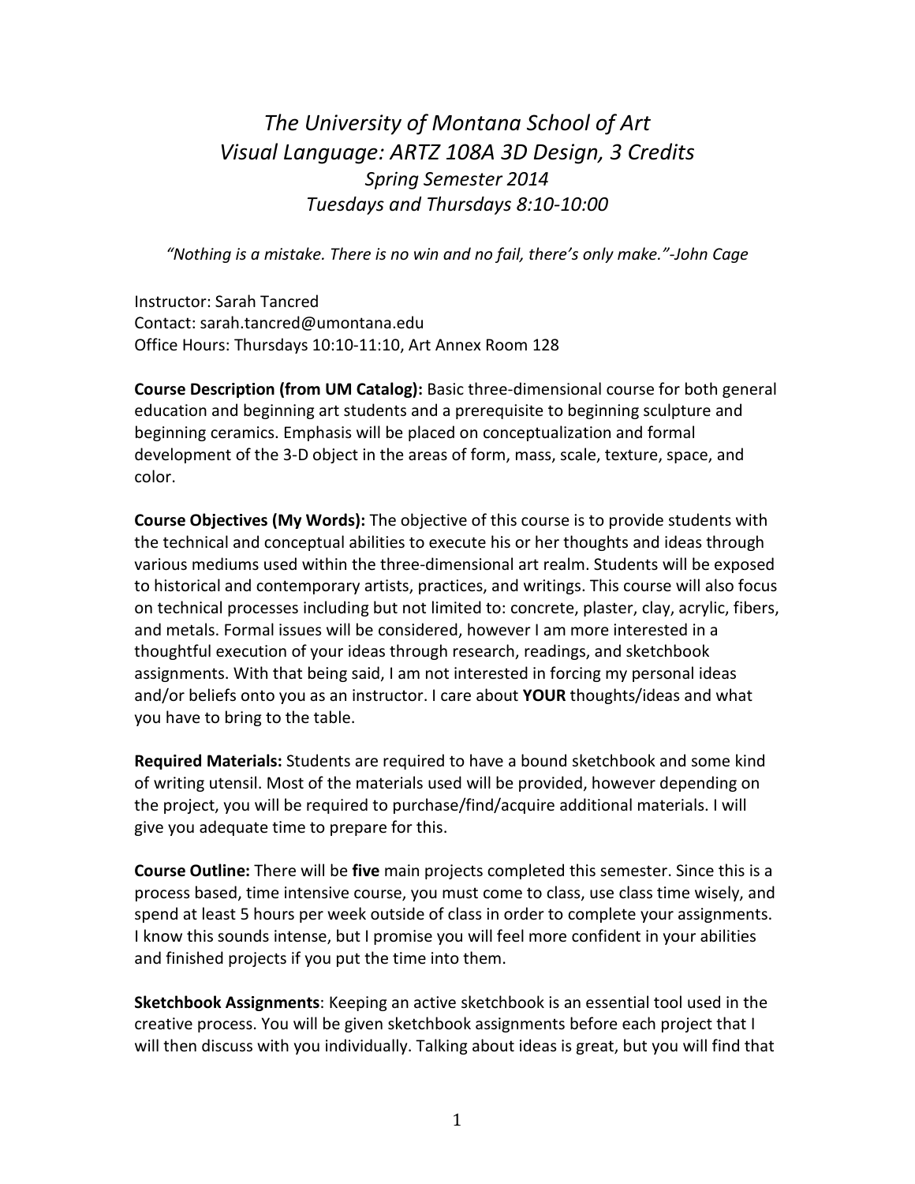# *The University of Montana School of Art*
# *Visual Language: ARTZ 108A 3D Design, 3 Credits*

*Spring Semester 2014*
*Tuesdays and Thursdays 8:10-10:00*

*"Nothing is a mistake. There is no win and no fail, there's only make."-John Cage*

Instructor: Sarah Tancred
Contact: sarah.tancred@umontana.edu
Office Hours: Thursdays 10:10-11:10, Art Annex Room 128

**Course Description (from UM Catalog):** Basic three-dimensional course for both general education and beginning art students and a prerequisite to beginning sculpture and beginning ceramics. Emphasis will be placed on conceptualization and formal development of the 3-D object in the areas of form, mass, scale, texture, space, and color.

**Course Objectives (My Words):** The objective of this course is to provide students with the technical and conceptual abilities to execute his or her thoughts and ideas through various mediums used within the three-dimensional art realm. Students will be exposed to historical and contemporary artists, practices, and writings. This course will also focus on technical processes including but not limited to: concrete, plaster, clay, acrylic, fibers, and metals. Formal issues will be considered, however I am more interested in a thoughtful execution of your ideas through research, readings, and sketchbook assignments. With that being said, I am not interested in forcing my personal ideas and/or beliefs onto you as an instructor. I care about **YOUR** thoughts/ideas and what you have to bring to the table.

**Required Materials:** Students are required to have a bound sketchbook and some kind of writing utensil. Most of the materials used will be provided, however depending on the project, you will be required to purchase/find/acquire additional materials. I will give you adequate time to prepare for this.

**Course Outline:** There will be **five** main projects completed this semester. Since this is a process based, time intensive course, you must come to class, use class time wisely, and spend at least 5 hours per week outside of class in order to complete your assignments. I know this sounds intense, but I promise you will feel more confident in your abilities and finished projects if you put the time into them.

**Sketchbook Assignments**: Keeping an active sketchbook is an essential tool used in the creative process. You will be given sketchbook assignments before each project that I will then discuss with you individually. Talking about ideas is great, but you will find that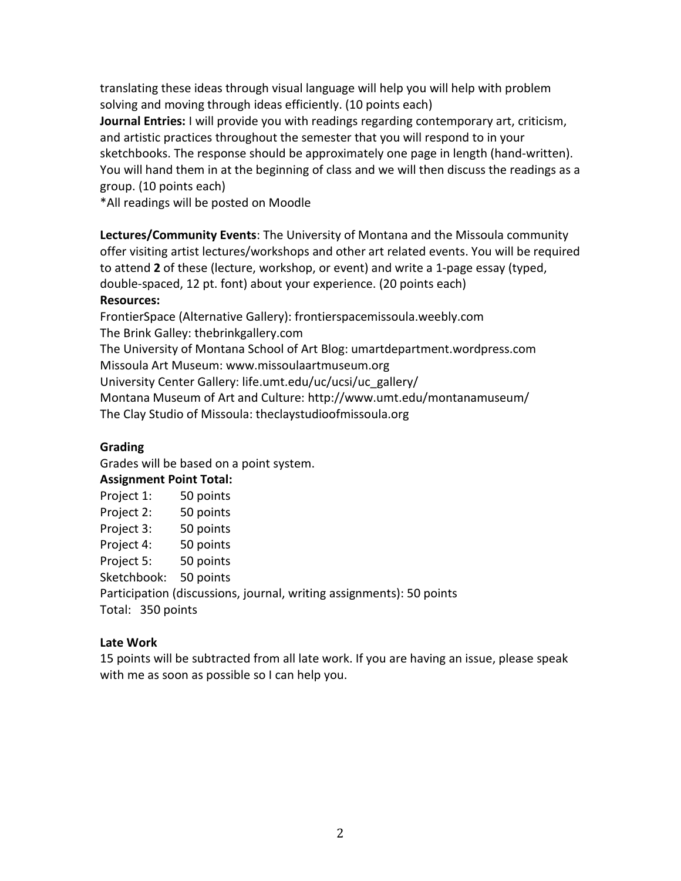translating these ideas through visual language will help you will help with problem solving and moving through ideas efficiently. (10 points each)

**Journal Entries:** I will provide you with readings regarding contemporary art, criticism, and artistic practices throughout the semester that you will respond to in your sketchbooks. The response should be approximately one page in length (hand-written). You will hand them in at the beginning of class and we will then discuss the readings as a group. (10 points each)

*All readings will be posted on Moodle

**Lectures/Community Events**: The University of Montana and the Missoula community offer visiting artist lectures/workshops and other art related events. You will be required to attend **2** of these (lecture, workshop, or event) and write a 1-page essay (typed, double-spaced, 12 pt. font) about your experience. (20 points each)

**Resources:**

FrontierSpace (Alternative Gallery): frontierspacemissoula.weebly.com
The Brink Galley: thebrinkgallery.com
The University of Montana School of Art Blog: umartdepartment.wordpress.com
Missoula Art Museum: www.missoulaartmuseum.org
University Center Gallery: life.umt.edu/uc/ucsi/uc_gallery/
Montana Museum of Art and Culture: http://www.umt.edu/montanamuseum/
The Clay Studio of Missoula: theclaystudioofmissoula.org

**Grading**

Grades will be based on a point system.

**Assignment Point Total:**

Project 1: 50 points
Project 2: 50 points
Project 3: 50 points
Project 4: 50 points
Project 5: 50 points
Sketchbook: 50 points
Participation (discussions, journal, writing assignments): 50 points
Total: 350 points

**Late Work**

15 points will be subtracted from all late work. If you are having an issue, please speak with me as soon as possible so I can help you.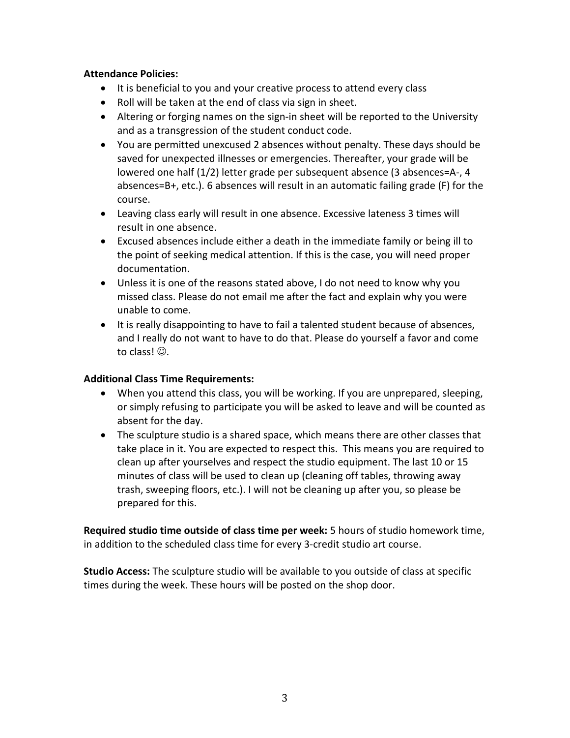**Attendance Policies:**

- It is beneficial to you and your creative process to attend every class
- Roll will be taken at the end of class via sign in sheet.
- Altering or forging names on the sign-in sheet will be reported to the University and as a transgression of the student conduct code.
- You are permitted unexcused 2 absences without penalty. These days should be saved for unexpected illnesses or emergencies. Thereafter, your grade will be lowered one half (1/2) letter grade per subsequent absence (3 absences=A-, 4 absences=B+, etc.). 6 absences will result in an automatic failing grade (F) for the course.
- Leaving class early will result in one absence. Excessive lateness 3 times will result in one absence.
- Excused absences include either a death in the immediate family or being ill to the point of seeking medical attention. If this is the case, you will need proper documentation.
- Unless it is one of the reasons stated above, I do not need to know why you missed class. Please do not email me after the fact and explain why you were unable to come.
- It is really disappointing to have to fail a talented student because of absences, and I really do not want to have to do that. Please do yourself a favor and come to class! ☺.

**Additional Class Time Requirements:**

- When you attend this class, you will be working. If you are unprepared, sleeping, or simply refusing to participate you will be asked to leave and will be counted as absent for the day.
- The sculpture studio is a shared space, which means there are other classes that take place in it. You are expected to respect this. This means you are required to clean up after yourselves and respect the studio equipment. The last 10 or 15 minutes of class will be used to clean up (cleaning off tables, throwing away trash, sweeping floors, etc.). I will not be cleaning up after you, so please be prepared for this.

**Required studio time outside of class time per week:** 5 hours of studio homework time, in addition to the scheduled class time for every 3-credit studio art course.

**Studio Access:** The sculpture studio will be available to you outside of class at specific times during the week. These hours will be posted on the shop door.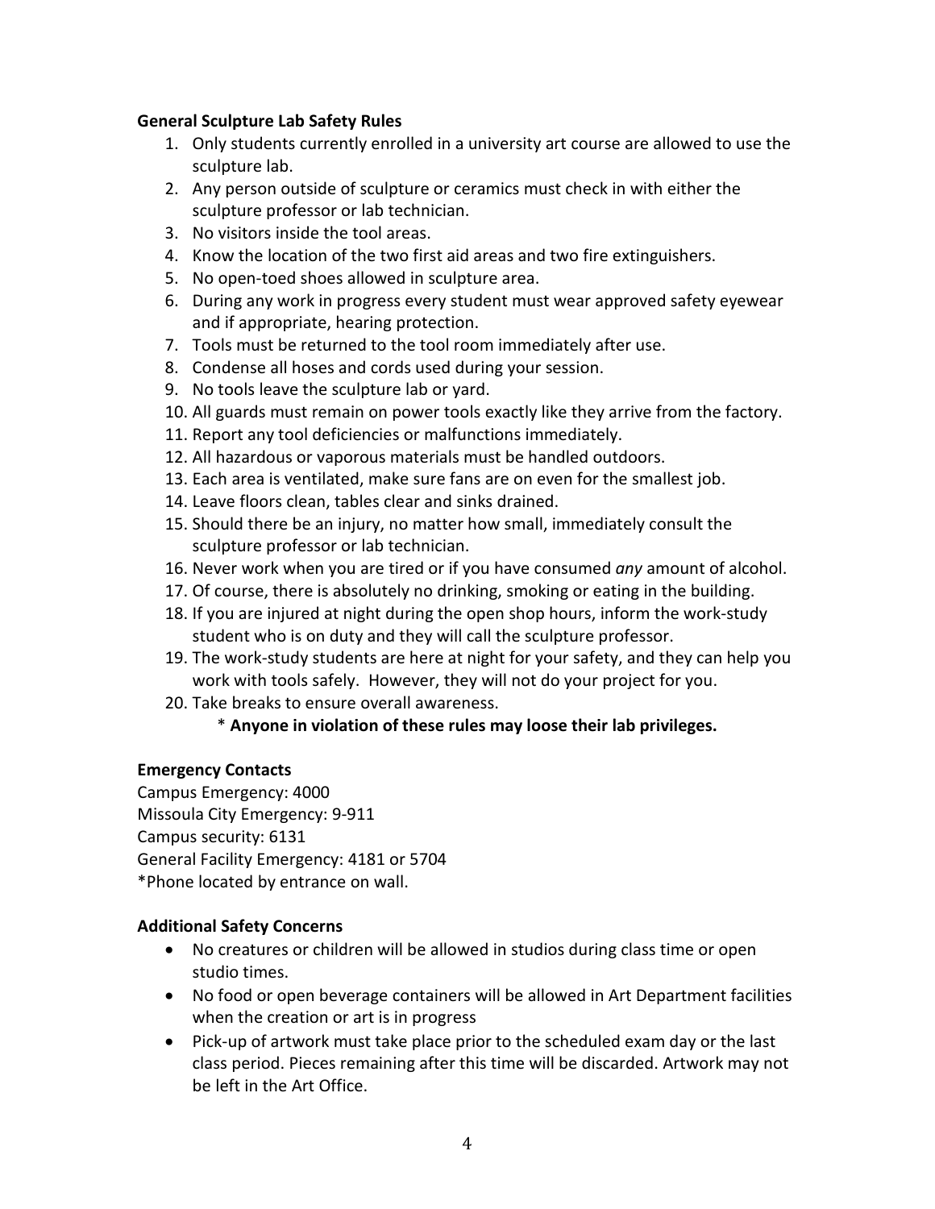**General Sculpture Lab Safety Rules**

1. Only students currently enrolled in a university art course are allowed to use the sculpture lab.
2. Any person outside of sculpture or ceramics must check in with either the sculpture professor or lab technician.
3. No visitors inside the tool areas.
4. Know the location of the two first aid areas and two fire extinguishers.
5. No open-toed shoes allowed in sculpture area.
6. During any work in progress every student must wear approved safety eyewear and if appropriate, hearing protection.
7. Tools must be returned to the tool room immediately after use.
8. Condense all hoses and cords used during your session.
9. No tools leave the sculpture lab or yard.
10. All guards must remain on power tools exactly like they arrive from the factory.
11. Report any tool deficiencies or malfunctions immediately.
12. All hazardous or vaporous materials must be handled outdoors.
13. Each area is ventilated, make sure fans are on even for the smallest job.
14. Leave floors clean, tables clear and sinks drained.
15. Should there be an injury, no matter how small, immediately consult the sculpture professor or lab technician.
16. Never work when you are tired or if you have consumed *any* amount of alcohol.
17. Of course, there is absolutely no drinking, smoking or eating in the building.
18. If you are injured at night during the open shop hours, inform the work-study student who is on duty and they will call the sculpture professor.
19. The work-study students are here at night for your safety, and they can help you work with tools safely. However, they will not do your project for you.
20. Take breaks to ensure overall awareness.

\* **Anyone in violation of these rules may loose their lab privileges.**

**Emergency Contacts**

Campus Emergency: 4000
Missoula City Emergency: 9-911
Campus security: 6131
General Facility Emergency: 4181 or 5704
*Phone located by entrance on wall.

**Additional Safety Concerns**

- No creatures or children will be allowed in studios during class time or open studio times.
- No food or open beverage containers will be allowed in Art Department facilities when the creation or art is in progress
- Pick-up of artwork must take place prior to the scheduled exam day or the last class period. Pieces remaining after this time will be discarded. Artwork may not be left in the Art Office.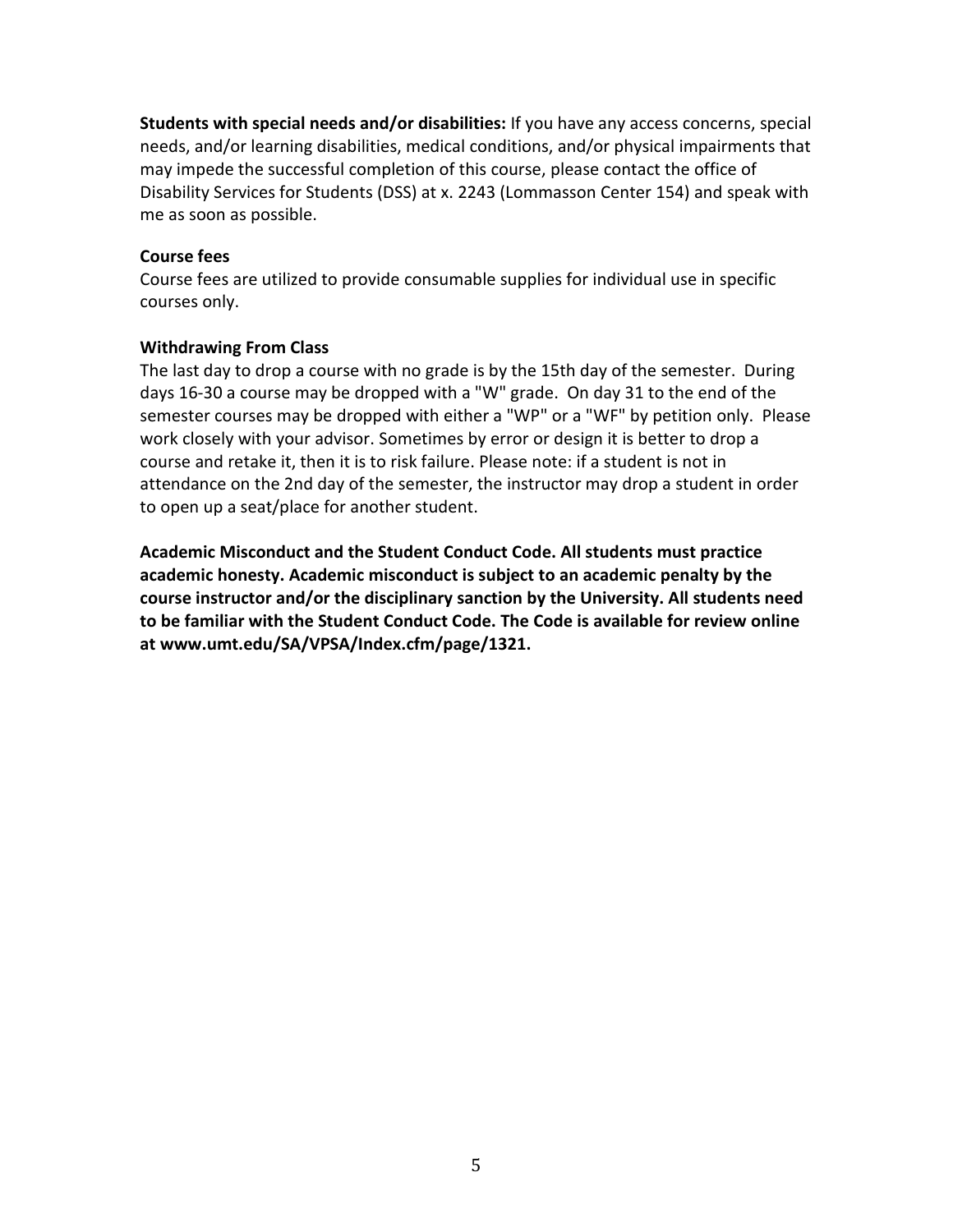**Students with special needs and/or disabilities:** If you have any access concerns, special needs, and/or learning disabilities, medical conditions, and/or physical impairments that may impede the successful completion of this course, please contact the office of Disability Services for Students (DSS) at x. 2243 (Lommasson Center 154) and speak with me as soon as possible.

**Course fees**

Course fees are utilized to provide consumable supplies for individual use in specific courses only.

**Withdrawing From Class**

The last day to drop a course with no grade is by the 15th day of the semester. During days 16-30 a course may be dropped with a "W" grade. On day 31 to the end of the semester courses may be dropped with either a "WP" or a "WF" by petition only. Please work closely with your advisor. Sometimes by error or design it is better to drop a course and retake it, then it is to risk failure. Please note: if a student is not in attendance on the 2nd day of the semester, the instructor may drop a student in order to open up a seat/place for another student.

**Academic Misconduct and the Student Conduct Code. All students must practice academic honesty. Academic misconduct is subject to an academic penalty by the course instructor and/or the disciplinary sanction by the University. All students need to be familiar with the Student Conduct Code. The Code is available for review online at www.umt.edu/SA/VPSA/Index.cfm/page/1321.**